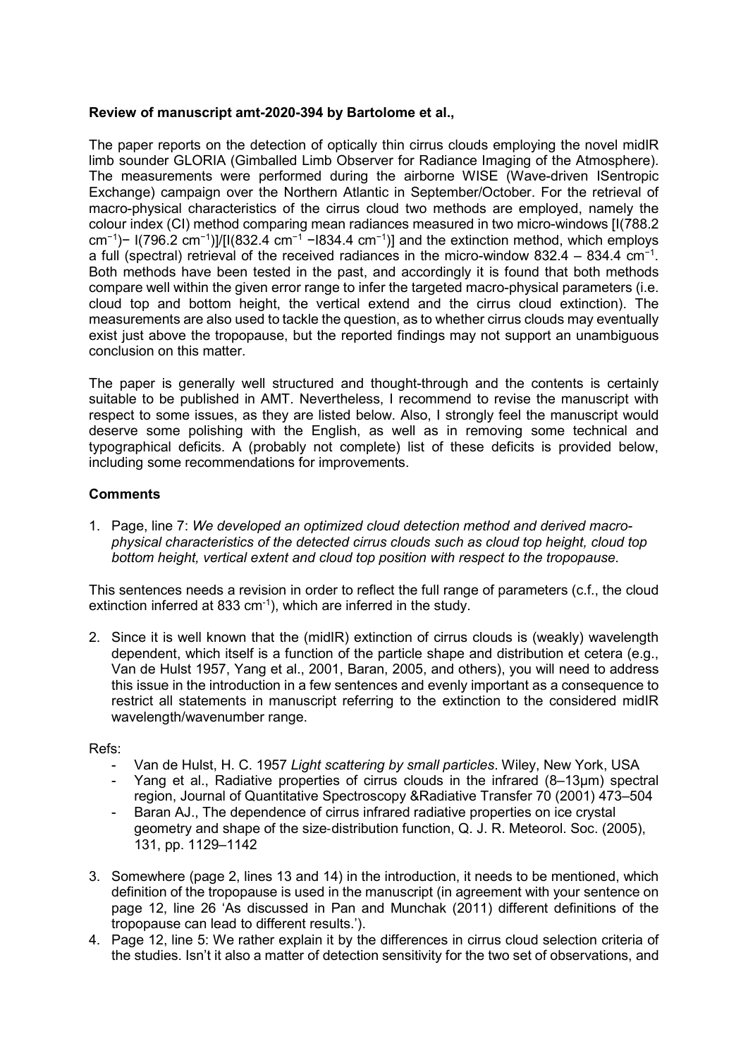**Review of manuscript amt-2020-394 by Bartolome et al.,**

The paper reports on the detection of optically thin cirrus clouds employing the novel midIR limb sounder GLORIA (Gimballed Limb Observer for Radiance Imaging of the Atmosphere). The measurements were performed during the airborne WISE (Wave-driven ISentropic Exchange) campaign over the Northern Atlantic in September/October. For the retrieval of macro-physical characteristics of the cirrus cloud two methods are employed, namely the colour index (CI) method comparing mean radiances measured in two micro-windows [I(788.2 $cm^{-1}$)− I(796.2 $cm^{-1}$)]/[I(832.4 $cm^{-1}$ −I834.4 $cm^{-1}$)] and the extinction method, which employs a full (spectral) retrieval of the received radiances in the micro-window 832.4 – 834.4 $cm^{-1}$. Both methods have been tested in the past, and accordingly it is found that both methods compare well within the given error range to infer the targeted macro-physical parameters (i.e. cloud top and bottom height, the vertical extend and the cirrus cloud extinction). The measurements are also used to tackle the question, as to whether cirrus clouds may eventually exist just above the tropopause, but the reported findings may not support an unambiguous conclusion on this matter.

The paper is generally well structured and thought-through and the contents is certainly suitable to be published in AMT. Nevertheless, I recommend to revise the manuscript with respect to some issues, as they are listed below. Also, I strongly feel the manuscript would deserve some polishing with the English, as well as in removing some technical and typographical deficits. A (probably not complete) list of these deficits is provided below, including some recommendations for improvements.

**Comments**

1. Page, line 7: *We developed an optimized cloud detection method and derived macro-physical characteristics of the detected cirrus clouds such as cloud top height, cloud top bottom height, vertical extent and cloud top position with respect to the tropopause.*

This sentences needs a revision in order to reflect the full range of parameters (c.f., the cloud extinction inferred at 833 $cm^{-1}$), which are inferred in the study.

2. Since it is well known that the (midIR) extinction of cirrus clouds is (weakly) wavelength dependent, which itself is a function of the particle shape and distribution et cetera (e.g., Van de Hulst 1957, Yang et al., 2001, Baran, 2005, and others), you will need to address this issue in the introduction in a few sentences and evenly important as a consequence to restrict all statements in manuscript referring to the extinction to the considered midIR wavelength/wavenumber range.

Refs:

- Van de Hulst, H. C. 1957 *Light scattering by small particles*. Wiley, New York, USA
- Yang et al., Radiative properties of cirrus clouds in the infrared (8–13µm) spectral region, Journal of Quantitative Spectroscopy &Radiative Transfer 70 (2001) 473–504
- Baran AJ., The dependence of cirrus infrared radiative properties on ice crystal geometry and shape of the size-distribution function, Q. J. R. Meteorol. Soc. (2005), 131, pp. 1129–1142

3. Somewhere (page 2, lines 13 and 14) in the introduction, it needs to be mentioned, which definition of the tropopause is used in the manuscript (in agreement with your sentence on page 12, line 26 'As discussed in Pan and Munchak (2011) different definitions of the tropopause can lead to different results.').
4. Page 12, line 5: We rather explain it by the differences in cirrus cloud selection criteria of the studies. Isn't it also a matter of detection sensitivity for the two set of observations, and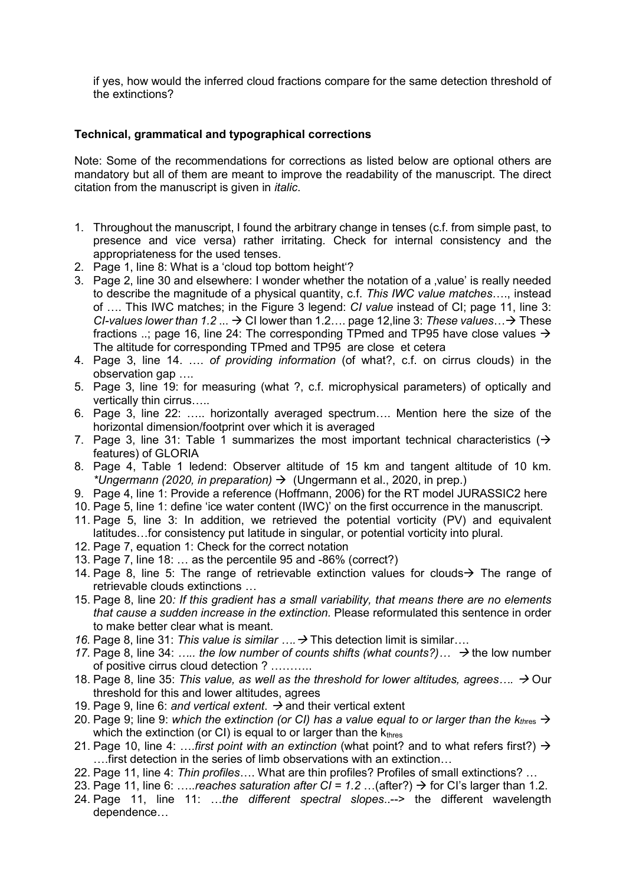if yes, how would the inferred cloud fractions compare for the same detection threshold of the extinctions?

**Technical, grammatical and typographical corrections**

Note: Some of the recommendations for corrections as listed below are optional others are mandatory but all of them are meant to improve the readability of the manuscript. The direct citation from the manuscript is given in *italic*.

1. Throughout the manuscript, I found the arbitrary change in tenses (c.f. from simple past, to presence and vice versa) rather irritating. Check for internal consistency and the appropriateness for the used tenses.
2. Page 1, line 8: What is a 'cloud top bottom height'?
3. Page 2, line 30 and elsewhere: I wonder whether the notation of a ‚value' is really needed to describe the magnitude of a physical quantity, c.f. *This IWC value matches*…., instead of …. This IWC matches; in the Figure 3 legend: *CI value* instead of CI; page 11, line 3: *CI-values lower than 1.2* ... → CI lower than 1.2…. page 12,line 3: *These values*…→ These fractions ..; page 16, line 24: The corresponding TPmed and TP95 have close values → The altitude for corresponding TPmed and TP95 are close et cetera
4. Page 3, line 14. …. *of providing information* (of what?, c.f. on cirrus clouds) in the observation gap ….
5. Page 3, line 19: for measuring (what ?, c.f. microphysical parameters) of optically and vertically thin cirrus…..
6. Page 3, line 22: ….. horizontally averaged spectrum…. Mention here the size of the horizontal dimension/footprint over which it is averaged
7. Page 3, line 31: Table 1 summarizes the most important technical characteristics (→ features) of GLORIA
8. Page 4, Table 1 ledend: Observer altitude of 15 km and tangent altitude of 10 km. *\*Ungermann (2020, in preparation)* → (Ungermann et al., 2020, in prep.)
9. Page 4, line 1: Provide a reference (Hoffmann, 2006) for the RT model JURASSIC2 here
10. Page 5, line 1: define 'ice water content (IWC)' on the first occurrence in the manuscript.
11. Page 5, line 3: In addition, we retrieved the potential vorticity (PV) and equivalent latitudes…for consistency put latitude in singular, or potential vorticity into plural.
12. Page 7, equation 1: Check for the correct notation
13. Page 7, line 18: … as the percentile 95 and -86% (correct?)
14. Page 8, line 5: The range of retrievable extinction values for clouds→ The range of retrievable clouds extinctions …
15. Page 8, line 20*: If this gradient has a small variability, that means there are no elements that cause a sudden increase in the extinction.* Please reformulated this sentence in order to make better clear what is meant.
16. Page 8, line 31: *This value is similar ….* → This detection limit is similar….
17. Page 8, line 34: *….. the low number of counts shifts (what counts?)…* → the low number of positive cirrus cloud detection ? ………..
18. Page 8, line 35: *This value, as well as the threshold for lower altitudes, agrees….* → Our threshold for this and lower altitudes, agrees
19. Page 9, line 6: *and vertical extent.* → and their vertical extent
20. Page 9; line 9: *which the extinction (or CI) has a value equal to or larger than the* $k_{thres}$ → which the extinction (or CI) is equal to or larger than the $k_{thres}$
21. Page 10, line 4: ….*first point with an extinction* (what point? and to what refers first?) → ….first detection in the series of limb observations with an extinction…
22. Page 11, line 4: *Thin profiles*…. What are thin profiles? Profiles of small extinctions? …
23. Page 11, line 6: …..*reaches saturation after CI = 1.2* …(after?) → for CI's larger than 1.2.
24. Page 11, line 11: …*the different spectral slopes*..--> the different wavelength dependence…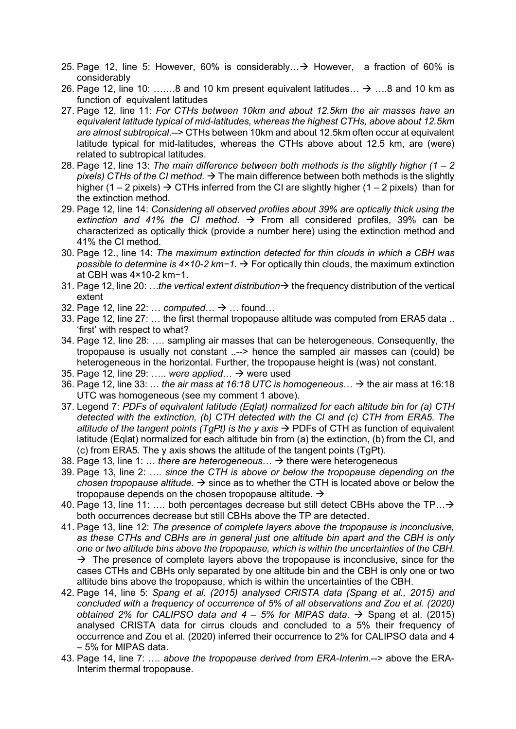25. Page 12, line 5: However, 60% is considerably…→ However, a fraction of 60% is considerably
26. Page 12, line 10: …….8 and 10 km present equivalent latitudes… → ….8 and 10 km as function of equivalent latitudes
27. Page 12, line 11: *For CTHs between 10km and about 12.5km the air masses have an equivalent latitude typical of mid-latitudes, whereas the highest CTHs, above about 12.5km are almost subtropical*.--> CTHs between 10km and about 12.5km often occur at equivalent latitude typical for mid-latitudes, whereas the CTHs above about 12.5 km, are (were) related to subtropical latitudes.
28. Page 12, line 13: *The main difference between both methods is the slightly higher (1 – 2 pixels) CTHs of the CI method.* → The main difference between both methods is the slightly higher (1 – 2 pixels) → CTHs inferred from the CI are slightly higher (1 – 2 pixels) than for the extinction method.
29. Page 12, line 14: *Considering all observed profiles about 39% are optically thick using the extinction and 41% the CI method.* → From all considered profiles, 39% can be characterized as optically thick (provide a number here) using the extinction method and 41% the CI method.
30. Page 12., line 14: *The maximum extinction detected for thin clouds in which a CBH was possible to determine is $4 \times 10^{-2}$ $km^{-1}$.* → For optically thin clouds, the maximum extinction at CBH was $4 \times 10^{-2}$ $km^{-1}$.
31. Page 12, line 20: *…the vertical extent distribution*→ the frequency distribution of the vertical extent
32. Page 12, line 22: … *computed*… → … found…
33. Page 12, line 27: … the first thermal tropopause altitude was computed from ERA5 data .. 'first' with respect to what?
34. Page 12, line 28: …. sampling air masses that can be heterogeneous. Consequently, the tropopause is usually not constant ..--> hence the sampled air masses can (could) be heterogeneous in the horizontal. Further, the tropopause height is (was) not constant.
35. Page 12, line 29: ….. *were applied*… → were used
36. Page 12, line 33: … *the air mass at 16:18 UTC is homogeneous*… → the air mass at 16:18 UTC was homogeneous (see my comment 1 above).
37. Legend 7: *PDFs of equivalent latitude (Eqlat) normalized for each altitude bin for (a) CTH detected with the extinction, (b) CTH detected with the CI and (c) CTH from ERA5. The altitude of the tangent points (TgPt) is the y axis* → PDFs of CTH as function of equivalent latitude (Eqlat) normalized for each altitude bin from (a) the extinction, (b) from the CI, and (c) from ERA5. The y axis shows the altitude of the tangent points (TgPt).
38. Page 13, line 1: … *there are heterogeneous*… → there were heterogeneous
39. Page 13, line 2: …. *since the CTH is above or below the tropopause depending on the chosen tropopause altitude.* → since as to whether the CTH is located above or below the tropopause depends on the chosen tropopause altitude. →
40. Page 13, line 11: …. both percentages decrease but still detect CBHs above the TP…→ both occurrences decrease but still CBHs above the TP are detected.
41. Page 13, line 12: *The presence of complete layers above the tropopause is inconclusive, as these CTHs and CBHs are in general just one altitude bin apart and the CBH is only one or two altitude bins above the tropopause, which is within the uncertainties of the CBH.* → The presence of complete layers above the tropopause is inconclusive, since for the cases CTHs and CBHs only separated by one altitude bin and the CBH is only one or two altitude bins above the tropopause, which is within the uncertainties of the CBH.
42. Page 14, line 5: *Spang et al. (2015) analysed CRISTA data (Spang et al., 2015) and concluded with a frequency of occurrence of 5% of all observations and Zou et al. (2020) obtained 2% for CALIPSO data and 4 – 5% for MIPAS data.* → Spang et al. (2015) analysed CRISTA data for cirrus clouds and concluded to a 5% their frequency of occurrence and Zou et al. (2020) inferred their occurrence to 2% for CALIPSO data and 4 – 5% for MIPAS data.
43. Page 14, line 7: …. *above the tropopause derived from ERA-Interim*.--> above the ERA-Interim thermal tropopause.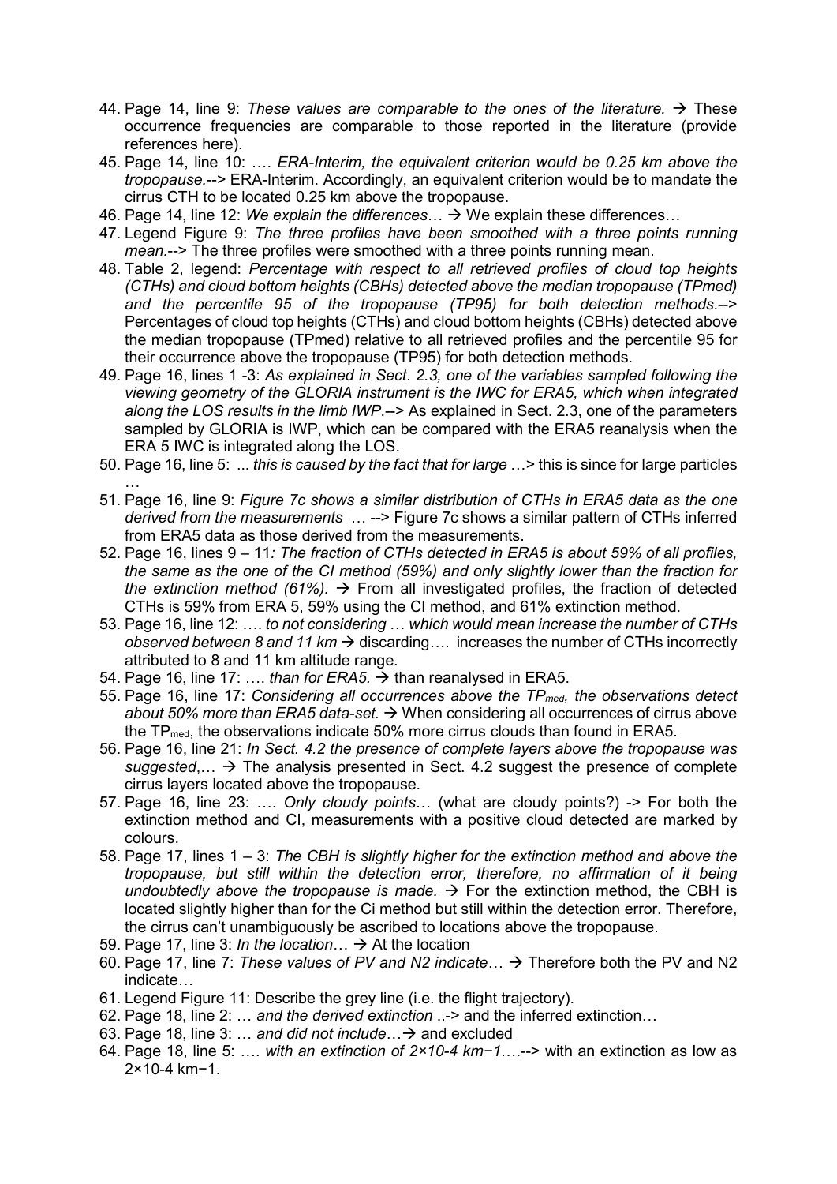44. Page 14, line 9: *These values are comparable to the ones of the literature.* → These occurrence frequencies are comparable to those reported in the literature (provide references here).
45. Page 14, line 10: …. *ERA-Interim, the equivalent criterion would be 0.25 km above the tropopause.*--> ERA-Interim. Accordingly, an equivalent criterion would be to mandate the cirrus CTH to be located 0.25 km above the tropopause.
46. Page 14, line 12: *We explain the differences*… → We explain these differences…
47. Legend Figure 9: *The three profiles have been smoothed with a three points running mean.*--> The three profiles were smoothed with a three points running mean.
48. Table 2, legend: *Percentage with respect to all retrieved profiles of cloud top heights (CTHs) and cloud bottom heights (CBHs) detected above the median tropopause (TPmed) and the percentile 95 of the tropopause (TP95) for both detection methods.*--> Percentages of cloud top heights (CTHs) and cloud bottom heights (CBHs) detected above the median tropopause (TPmed) relative to all retrieved profiles and the percentile 95 for their occurrence above the tropopause (TP95) for both detection methods.
49. Page 16, lines 1 -3: *As explained in Sect. 2.3, one of the variables sampled following the viewing geometry of the GLORIA instrument is the IWC for ERA5, which when integrated along the LOS results in the limb IWP*.--> As explained in Sect. 2.3, one of the parameters sampled by GLORIA is IWP, which can be compared with the ERA5 reanalysis when the ERA 5 IWC is integrated along the LOS.
50. Page 16, line 5: ... *this is caused by the fact that for large* …> this is since for large particles …
51. Page 16, line 9: *Figure 7c shows a similar distribution of CTHs in ERA5 data as the one derived from the measurements* … --> Figure 7c shows a similar pattern of CTHs inferred from ERA5 data as those derived from the measurements.
52. Page 16, lines 9 – 11*: The fraction of CTHs detected in ERA5 is about 59% of all profiles, the same as the one of the CI method (59%) and only slightly lower than the fraction for the extinction method (61%).* → From all investigated profiles, the fraction of detected CTHs is 59% from ERA 5, 59% using the CI method, and 61% extinction method.
53. Page 16, line 12: …. *to not considering* … *which would mean increase the number of CTHs observed between 8 and 11 km* → discarding…. increases the number of CTHs incorrectly attributed to 8 and 11 km altitude range.
54. Page 16, line 17: …. *than for ERA5.* → than reanalysed in ERA5.
55. Page 16, line 17: *Considering all occurrences above the $TP_{med}$, the observations detect about 50% more than ERA5 data-set.* → When considering all occurrences of cirrus above the $TP_{med}$, the observations indicate 50% more cirrus clouds than found in ERA5.
56. Page 16, line 21: *In Sect. 4.2 the presence of complete layers above the tropopause was suggested*,… → The analysis presented in Sect. 4.2 suggest the presence of complete cirrus layers located above the tropopause.
57. Page 16, line 23: …. *Only cloudy points*… (what are cloudy points?) -> For both the extinction method and CI, measurements with a positive cloud detected are marked by colours.
58. Page 17, lines 1 – 3: *The CBH is slightly higher for the extinction method and above the tropopause, but still within the detection error, therefore, no affirmation of it being undoubtedly above the tropopause is made.* → For the extinction method, the CBH is located slightly higher than for the Ci method but still within the detection error. Therefore, the cirrus can't unambiguously be ascribed to locations above the tropopause.
59. Page 17, line 3: *In the location*… → At the location
60. Page 17, line 7: *These values of PV and N2 indicate*… → Therefore both the PV and N2 indicate…
61. Legend Figure 11: Describe the grey line (i.e. the flight trajectory).
62. Page 18, line 2: … *and the derived extinction* ..-> and the inferred extinction…
63. Page 18, line 3: … *and did not include*…→ and excluded
64. Page 18, line 5: …. *with an extinction of 2×10-4 km−1*….--> with an extinction as low as 2×10-4 km−1.